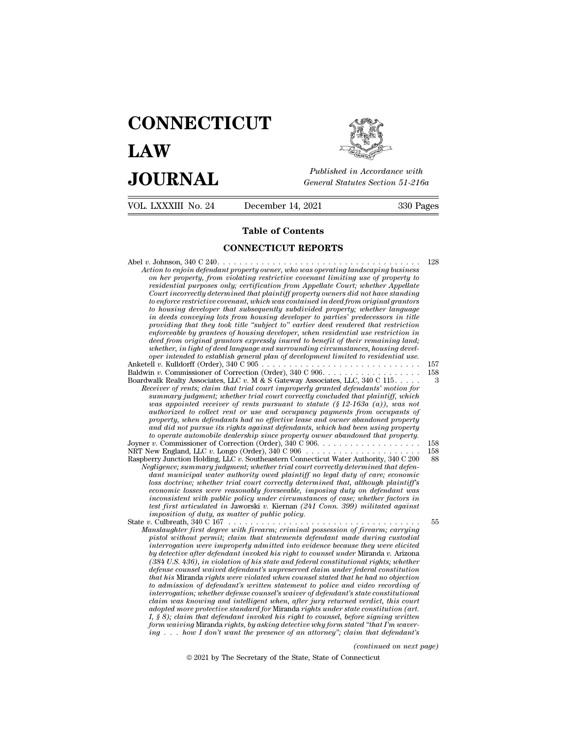# CONNECTICUT LAW JOURNAL

*Published in Accordance with General Statutes Section 51-216a*

VOL. LXXXIII No. 24 December 14, 2021 330 Pages

## Table of Contents

## CONNECTICUT REPORTS

Abel *v.* Johnson, 340 C 240. . . . . . . . . . . . . . . . . . . . . . . . . . . . . . . . . . . . . 128
*Action to enjoin defendant property owner, who was operating landscaping business on her property, from violating restrictive covenant limiting use of property to residential purposes only; certification from Appellate Court; whether Appellate Court incorrectly determined that plaintiff property owners did not have standing to enforce restrictive covenant, which was contained in deed from original grantors to housing developer that subsequently subdivided property; whether language in deeds conveying lots from housing developer to parties' predecessors in title providing that they took title "subject to" earlier deed rendered that restriction enforceable by grantees of housing developer, when residential use restriction in deed from original grantors expressly inured to benefit of their remaining land; whether, in light of deed language and surrounding circumstances, housing developer intended to establish general plan of development limited to residential use.*

Anketell *v.* Kulldorff (Order), 340 C 905 . . . . . . . . . . . . . . . . . . . . . . . . . . . . 157

Baldwin *v.* Commissioner of Correction (Order), 340 C 906. . . . . . . . . . . . . . . . . . 158

Boardwalk Realty Associates, LLC *v.* M & S Gateway Associates, LLC, 340 C 115. . . . . 3
*Receiver of rents; claim that trial court improperly granted defendants' motion for summary judgment; whether trial court correctly concluded that plaintiff, which was appointed receiver of rents pursuant to statute (§ 12-163a (a)), was not authorized to collect rent or use and occupancy payments from occupants of property, when defendants had no effective lease and owner abandoned property and did not pursue its rights against defendants, which had been using property to operate automobile dealership since property owner abandoned that property.*

Joyner *v.* Commissioner of Correction (Order), 340 C 906. . . . . . . . . . . . . . . . . . . 158

NRT New England, LLC *v.* Longo (Order), 340 C 906 . . . . . . . . . . . . . . . . . . . . . 158

Raspberry Junction Holding, LLC *v.* Southeastern Connecticut Water Authority, 340 C 200 88
*Negligence; summary judgment; whether trial court correctly determined that defendant municipal water authority owed plaintiff no legal duty of care; economic loss doctrine; whether trial court correctly determined that, although plaintiff's economic losses were reasonably foreseeable, imposing duty on defendant was inconsistent with public policy under circumstances of case; whether factors in test first articulated in* Jaworski *v.* Kiernan *(241 Conn. 399) militated against imposition of duty, as matter of public policy.*

State *v.* Culbreath, 340 C 167 . . . . . . . . . . . . . . . . . . . . . . . . . . . . . . . . . . . 55
*Manslaughter first degree with firearm; criminal possession of firearm; carrying pistol without permit; claim that statements defendant made during custodial interrogation were improperly admitted into evidence because they were elicited by detective after defendant invoked his right to counsel under* Miranda *v.* Arizona *(384 U.S. 436), in violation of his state and federal constitutional rights; whether defense counsel waived defendant's unpreserved claim under federal constitution that his* Miranda *rights were violated when counsel stated that he had no objection to admission of defendant's written statement to police and video recording of interrogation; whether defense counsel's waiver of defendant's state constitutional claim was knowing and intelligent when, after jury returned verdict, this court adopted more protective standard for* Miranda *rights under state constitution (art. I, § 8); claim that defendant invoked his right to counsel, before signing written form waiving* Miranda *rights, by asking detective why form stated "that I'm wavering . . . how I don't want the presence of an attorney"; claim that defendant's*

*(continued on next page)*

© 2021 by The Secretary of the State, State of Connecticut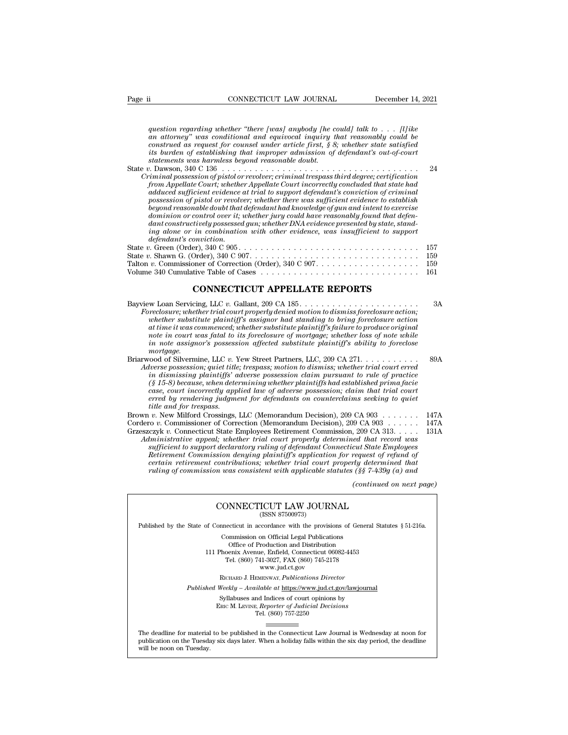*question regarding whether "there [was] anybody [he could] talk to . . . [l]ike an attorney" was conditional and equivocal inquiry that reasonably could be construed as request for counsel under article first, § 8; whether state satisfied its burden of establishing that improper admission of defendant's out-of-court statements was harmless beyond reasonable doubt.*

State *v.* Dawson, 340 C 136 . . . . . . . . . . . . . . . . . . . . . . . . . . . . . . . . . . . . . . 24

*Criminal possession of pistol or revolver; criminal trespass third degree; certification from Appellate Court; whether Appellate Court incorrectly concluded that state had adduced sufficient evidence at trial to support defendant's conviction of criminal possession of pistol or revolver; whether there was sufficient evidence to establish beyond reasonable doubt that defendant had knowledge of gun and intent to exercise dominion or control over it; whether jury could have reasonably found that defendant constructively possessed gun; whether DNA evidence presented by state, standing alone or in combination with other evidence, was insufficient to support defendant's conviction.*

State *v.* Green (Order), 340 C 905. . . . . . . . . . . . . . . . . . . . . . . . . . . . . . . . . . 157

State *v.* Shawn G. (Order), 340 C 907. . . . . . . . . . . . . . . . . . . . . . . . . . . . . . . 159

Talton *v.* Commissioner of Correction (Order), 340 C 907. . . . . . . . . . . . . . . . . . . 159

Volume 340 Cumulative Table of Cases . . . . . . . . . . . . . . . . . . . . . . . . . . . . . . 161

## CONNECTICUT APPELLATE REPORTS

Bayview Loan Servicing, LLC *v.* Gallant, 209 CA 185. . . . . . . . . . . . . . . . . . . . . . 3A

*Foreclosure; whether trial court properly denied motion to dismiss foreclosure action; whether substitute plaintiff's assignor had standing to bring foreclosure action at time it was commenced; whether substitute plaintiff's failure to produce original note in court was fatal to its foreclosure of mortgage; whether loss of note while in note assignor's possession affected substitute plaintiff's ability to foreclose mortgage.*

Briarwood of Silvermine, LLC *v.* Yew Street Partners, LLC, 209 CA 271. . . . . . . . . . . 89A

*Adverse possession; quiet title; trespass; motion to dismiss; whether trial court erred in dismissing plaintiffs' adverse possession claim pursuant to rule of practice (§ 15-8) because, when determining whether plaintiffs had established prima facie case, court incorrectly applied law of adverse possession; claim that trial court erred by rendering judgment for defendants on counterclaims seeking to quiet title and for trespass.*

Brown *v.* New Milford Crossings, LLC (Memorandum Decision), 209 CA 903 . . . . . . . 147A

Cordero *v.* Commissioner of Correction (Memorandum Decision), 209 CA 903 . . . . . . 147A

Grzeszczyk *v.* Connecticut State Employees Retirement Commission, 209 CA 313. . . . . 131A

*Administrative appeal; whether trial court properly determined that record was sufficient to support declaratory ruling of defendant Connecticut State Employees Retirement Commission denying plaintiff's application for request of refund of certain retirement contributions; whether trial court properly determined that ruling of commission was consistent with applicable statutes (§§ 7-439g (a) and*

*(continued on next page)*

---

CONNECTICUT LAW JOURNAL
(ISSN 87500973)

Published by the State of Connecticut in accordance with the provisions of General Statutes § 51-216a.

Commission on Official Legal Publications
Office of Production and Distribution
111 Phoenix Avenue, Enfield, Connecticut 06082-4453
Tel. (860) 741-3027, FAX (860) 745-2178
www.jud.ct.gov

RICHARD J. HEMENWAY, *Publications Director*

*Published Weekly – Available at* https://www.jud.ct.gov/lawjournal

Syllabuses and Indices of court opinions by
ERIC M. LEVINE, *Reporter of Judicial Decisions*
Tel. (860) 757-2250

The deadline for material to be published in the Connecticut Law Journal is Wednesday at noon for publication on the Tuesday six days later. When a holiday falls within the six day period, the deadline will be noon on Tuesday.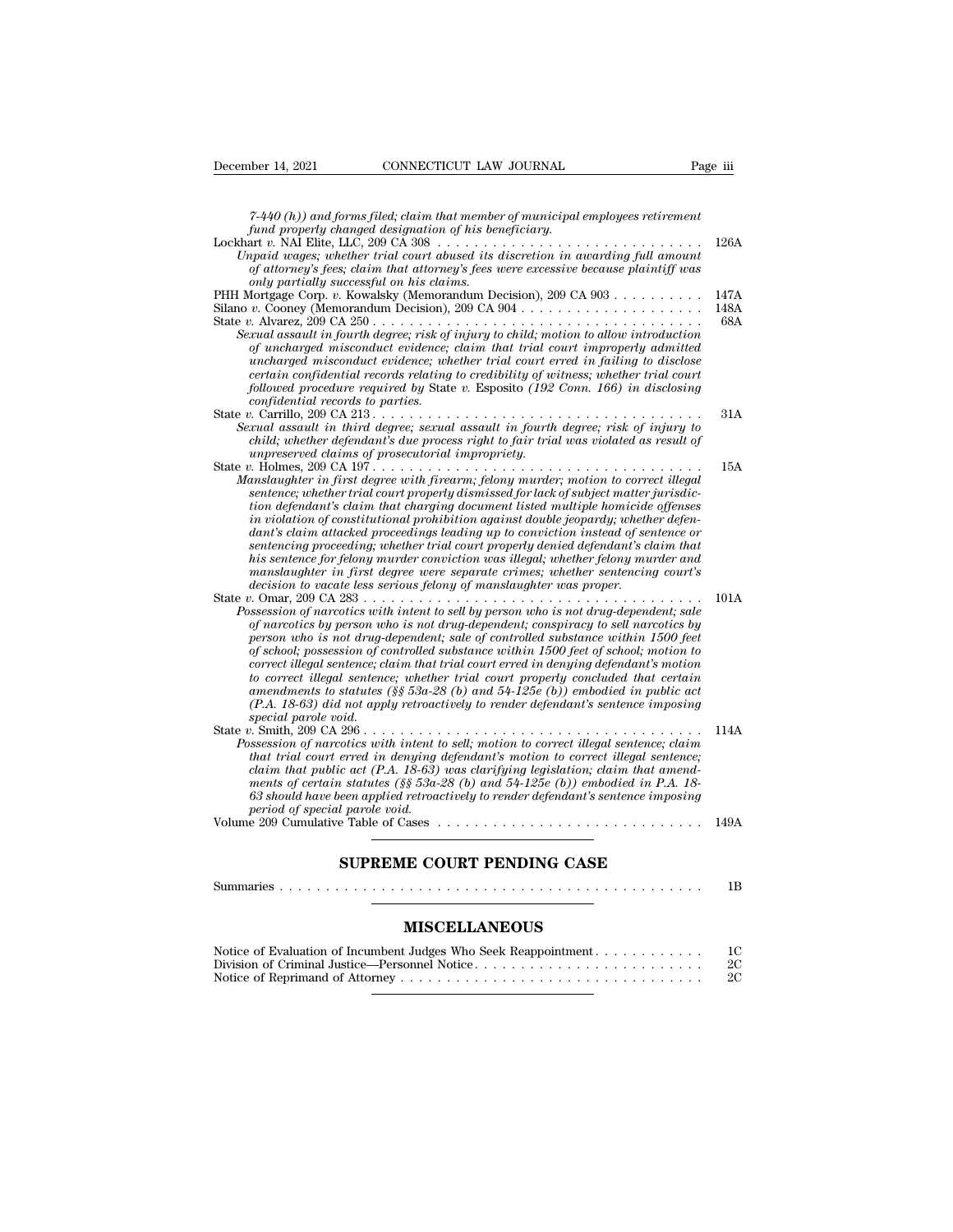*7-440 (h)) and forms filed; claim that member of municipal employees retirement fund properly changed designation of his beneficiary.*

Lockhart *v.* NAI Elite, LLC, 209 CA 308 . . . . . . . . . . . . . . . . . . . . . . . . . . . . . 126A

*Unpaid wages; whether trial court abused its discretion in awarding full amount of attorney's fees; claim that attorney's fees were excessive because plaintiff was only partially successful on his claims.*

PHH Mortgage Corp. *v.* Kowalsky (Memorandum Decision), 209 CA 903 . . . . . . . . . . 147A

Silano *v.* Cooney (Memorandum Decision), 209 CA 904 . . . . . . . . . . . . . . . . . . . . 148A

State *v.* Alvarez, 209 CA 250 . . . . . . . . . . . . . . . . . . . . . . . . . . . . . . . . . . . . 68A

*Sexual assault in fourth degree; risk of injury to child; motion to allow introduction of uncharged misconduct evidence; claim that trial court improperly admitted uncharged misconduct evidence; whether trial court erred in failing to disclose certain confidential records relating to credibility of witness; whether trial court followed procedure required by* State *v.* Esposito *(192 Conn. 166) in disclosing confidential records to parties.*

State *v.* Carrillo, 209 CA 213 . . . . . . . . . . . . . . . . . . . . . . . . . . . . . . . . . . . . 31A

*Sexual assault in third degree; sexual assault in fourth degree; risk of injury to child; whether defendant's due process right to fair trial was violated as result of unpreserved claims of prosecutorial impropriety.*

State *v.* Holmes, 209 CA 197 . . . . . . . . . . . . . . . . . . . . . . . . . . . . . . . . . . . . 15A

*Manslaughter in first degree with firearm; felony murder; motion to correct illegal sentence; whether trial court properly dismissed for lack of subject matter jurisdiction defendant's claim that charging document listed multiple homicide offenses in violation of constitutional prohibition against double jeopardy; whether defendant's claim attacked proceedings leading up to conviction instead of sentence or sentencing proceeding; whether trial court properly denied defendant's claim that his sentence for felony murder conviction was illegal; whether felony murder and manslaughter in first degree were separate crimes; whether sentencing court's decision to vacate less serious felony of manslaughter was proper.*

State *v.* Omar, 209 CA 283 . . . . . . . . . . . . . . . . . . . . . . . . . . . . . . . . . . . . 101A

*Possession of narcotics with intent to sell by person who is not drug-dependent; sale of narcotics by person who is not drug-dependent; conspiracy to sell narcotics by person who is not drug-dependent; sale of controlled substance within 1500 feet of school; possession of controlled substance within 1500 feet of school; motion to correct illegal sentence; claim that trial court erred in denying defendant's motion to correct illegal sentence; whether trial court properly concluded that certain amendments to statutes (§§ 53a-28 (b) and 54-125e (b)) embodied in public act (P.A. 18-63) did not apply retroactively to render defendant's sentence imposing special parole void.*

State *v.* Smith, 209 CA 296 . . . . . . . . . . . . . . . . . . . . . . . . . . . . . . . . . . . . 114A

*Possession of narcotics with intent to sell; motion to correct illegal sentence; claim that trial court erred in denying defendant's motion to correct illegal sentence; claim that public act (P.A. 18-63) was clarifying legislation; claim that amendments of certain statutes (§§ 53a-28 (b) and 54-125e (b)) embodied in P.A. 18-63 should have been applied retroactively to render defendant's sentence imposing period of special parole void.*

Volume 209 Cumulative Table of Cases . . . . . . . . . . . . . . . . . . . . . . . . . . . . . 149A

## SUPREME COURT PENDING CASE

Summaries . . . . . . . . . . . . . . . . . . . . . . . . . . . . . . . . . . . . . . . . . . . . 1B

## MISCELLANEOUS

Notice of Evaluation of Incumbent Judges Who Seek Reappointment . . . . . . . . . . . . 1C

Division of Criminal Justice—Personnel Notice . . . . . . . . . . . . . . . . . . . . . . . . . 2C

Notice of Reprimand of Attorney . . . . . . . . . . . . . . . . . . . . . . . . . . . . . . . . 2C